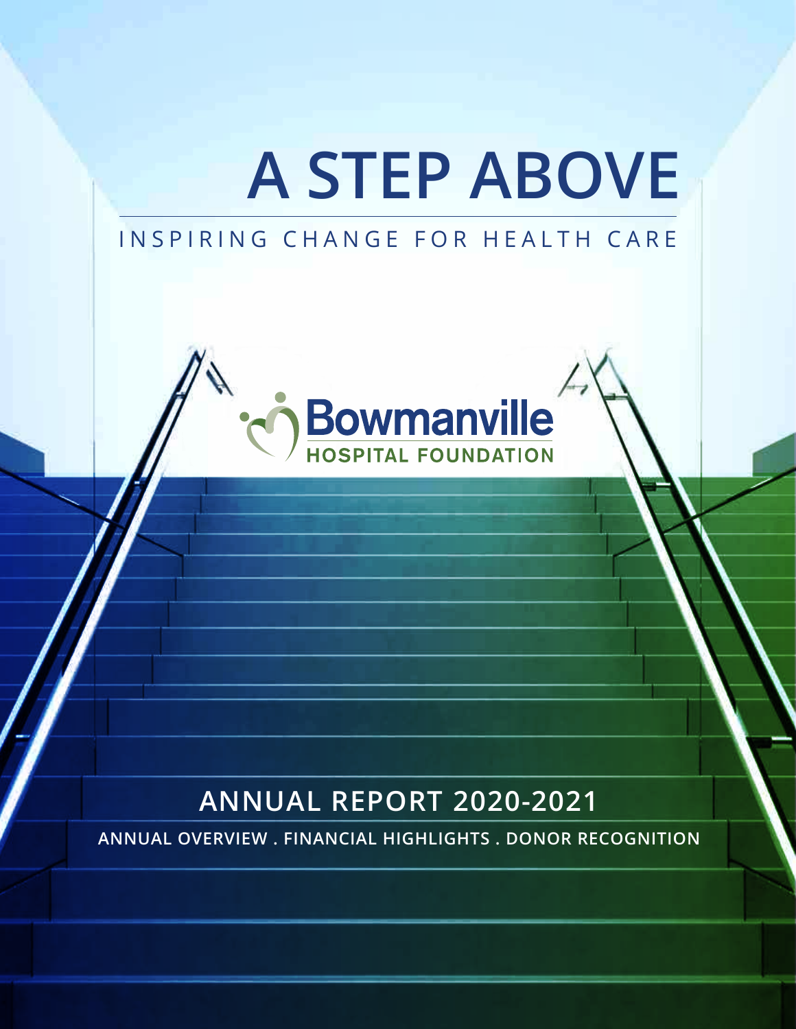# A STEP ABOVE

INSPIRING CHANGE FOR HEALTH CARE

Bowmanville
HOSPITAL FOUNDATION

## ANNUAL REPORT 2020-2021

ANNUAL OVERVIEW . FINANCIAL HIGHLIGHTS . DONOR RECOGNITION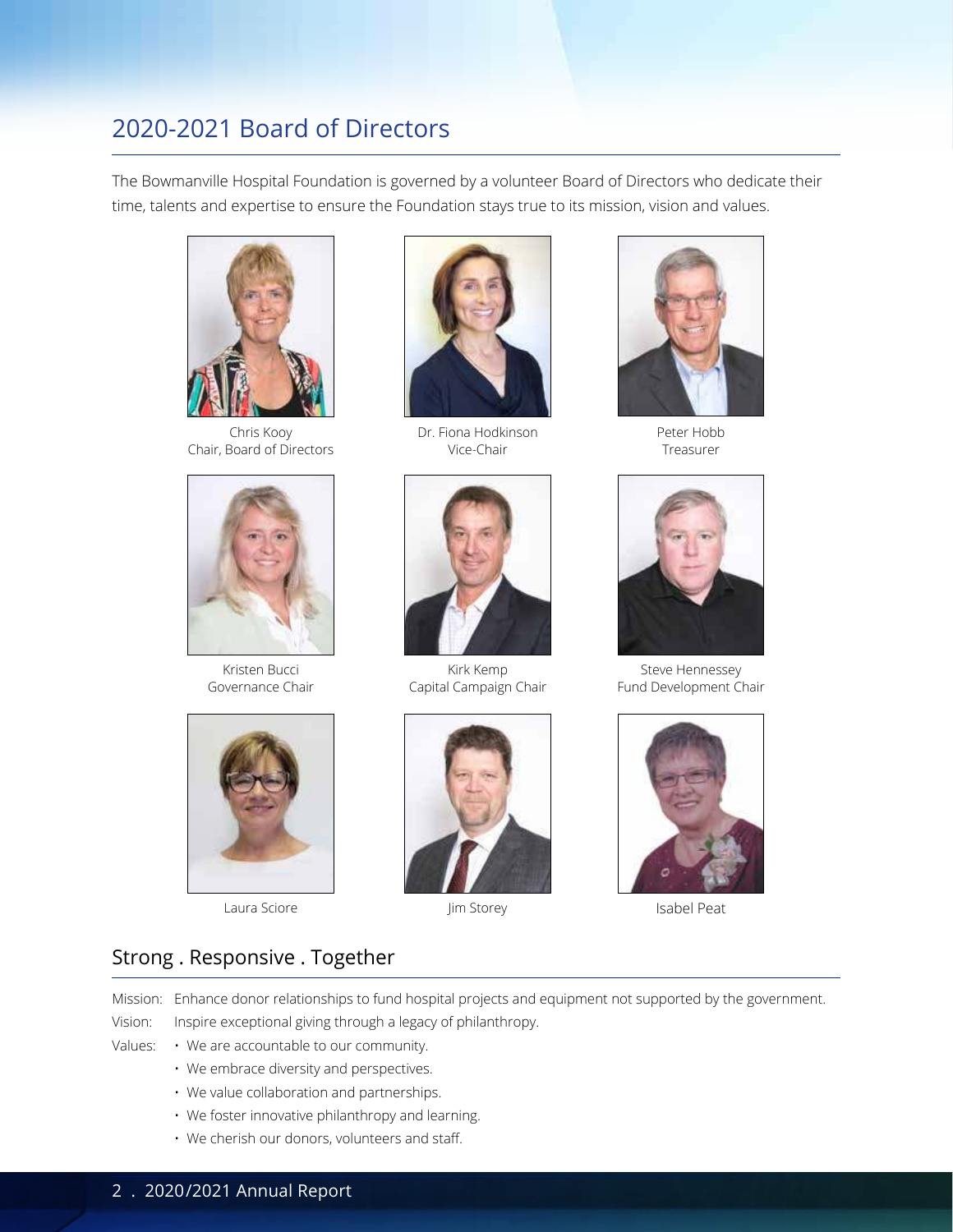## 2020-2021 Board of Directors

The Bowmanville Hospital Foundation is governed by a volunteer Board of Directors who dedicate their time, talents and expertise to ensure the Foundation stays true to its mission, vision and values.

Chris Kooy
Chair, Board of Directors

Dr. Fiona Hodkinson
Vice-Chair

Peter Hobb
Treasurer

Kristen Bucci
Governance Chair

Kirk Kemp
Capital Campaign Chair

Steve Hennessey
Fund Development Chair

Laura Sciore

Jim Storey

Isabel Peat

## Strong . Responsive . Together

Mission: Enhance donor relationships to fund hospital projects and equipment not supported by the government.

Vision: Inspire exceptional giving through a legacy of philanthropy.

Values:

- We are accountable to our community.
- We embrace diversity and perspectives.
- We value collaboration and partnerships.
- We foster innovative philanthropy and learning.
- We cherish our donors, volunteers and staff.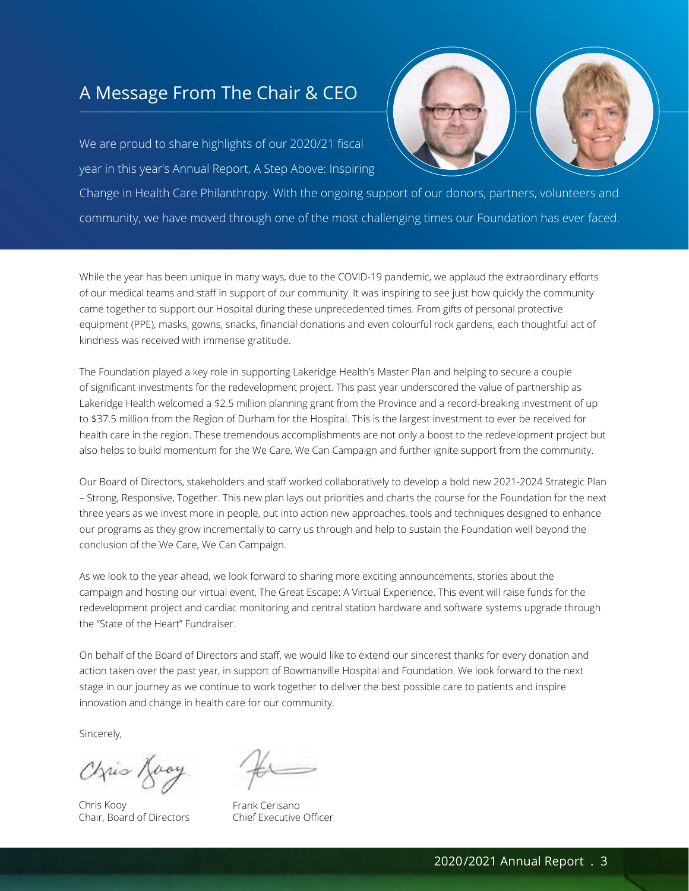# A Message From The Chair & CEO

We are proud to share highlights of our 2020/21 fiscal year in this year's Annual Report, A Step Above: Inspiring Change in Health Care Philanthropy. With the ongoing support of our donors, partners, volunteers and community, we have moved through one of the most challenging times our Foundation has ever faced.

While the year has been unique in many ways, due to the COVID-19 pandemic, we applaud the extraordinary efforts of our medical teams and staff in support of our community. It was inspiring to see just how quickly the community came together to support our Hospital during these unprecedented times. From gifts of personal protective equipment (PPE), masks, gowns, snacks, financial donations and even colourful rock gardens, each thoughtful act of kindness was received with immense gratitude.

The Foundation played a key role in supporting Lakeridge Health's Master Plan and helping to secure a couple of significant investments for the redevelopment project. This past year underscored the value of partnership as Lakeridge Health welcomed a $2.5 million planning grant from the Province and a record-breaking investment of up to $37.5 million from the Region of Durham for the Hospital. This is the largest investment to ever be received for health care in the region. These tremendous accomplishments are not only a boost to the redevelopment project but also helps to build momentum for the We Care, We Can Campaign and further ignite support from the community.

Our Board of Directors, stakeholders and staff worked collaboratively to develop a bold new 2021-2024 Strategic Plan – Strong, Responsive, Together. This new plan lays out priorities and charts the course for the Foundation for the next three years as we invest more in people, put into action new approaches, tools and techniques designed to enhance our programs as they grow incrementally to carry us through and help to sustain the Foundation well beyond the conclusion of the We Care, We Can Campaign.

As we look to the year ahead, we look forward to sharing more exciting announcements, stories about the campaign and hosting our virtual event, The Great Escape: A Virtual Experience. This event will raise funds for the redevelopment project and cardiac monitoring and central station hardware and software systems upgrade through the "State of the Heart" Fundraiser.

On behalf of the Board of Directors and staff, we would like to extend our sincerest thanks for every donation and action taken over the past year, in support of Bowmanville Hospital and Foundation. We look forward to the next stage in our journey as we continue to work together to deliver the best possible care to patients and inspire innovation and change in health care for our community.

Sincerely,

Chris Kooy
Chair, Board of Directors

Frank Cerisano
Chief Executive Officer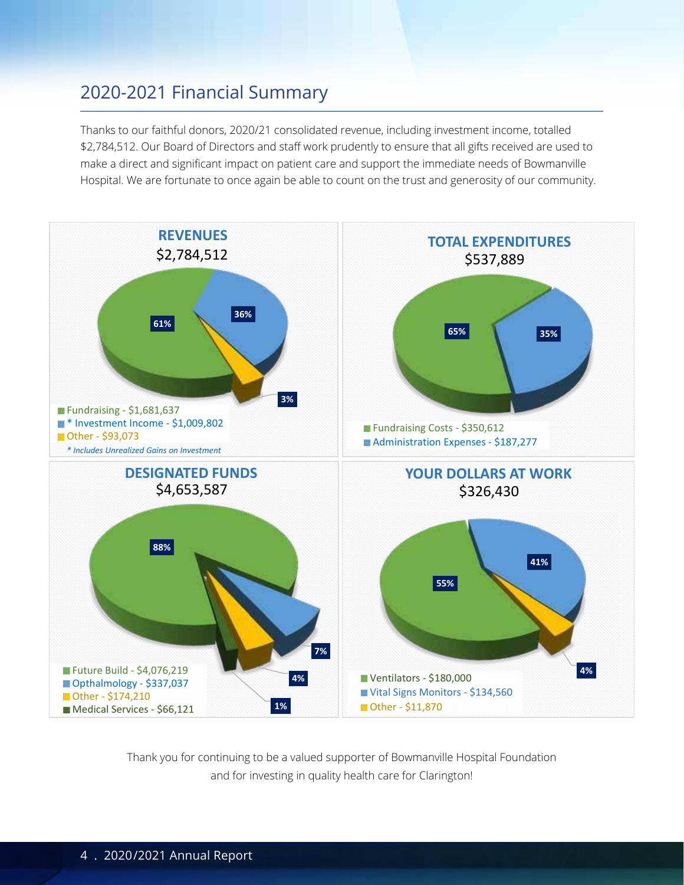## 2020-2021 Financial Summary

Thanks to our faithful donors, 2020/21 consolidated revenue, including investment income, totalled $2,784,512. Our Board of Directors and staff work prudently to ensure that all gifts received are used to make a direct and significant impact on patient care and support the immediate needs of Bowmanville Hospital. We are fortunate to once again be able to count on the trust and generosity of our community.

### REVENUES
$2,784,512

- 61%
- 36%
- 3%

- Fundraising - $1,681,637
- * Investment Income - $1,009,802
- Other - $93,073

*\* Includes Unrealized Gains on Investment*

### TOTAL EXPENDITURES
$537,889

- 65%
- 35%

- Fundraising Costs - $350,612
- Administration Expenses - $187,277

### DESIGNATED FUNDS
$4,653,587

- 88%
- 7%
- 4%
- 1%

- Future Build - $4,076,219
- Opthalmology - $337,037
- Other - $174,210
- Medical Services - $66,121

### YOUR DOLLARS AT WORK
$326,430

- 55%
- 41%
- 4%

- Ventilators - $180,000
- Vital Signs Monitors - $134,560
- Other - $11,870

Thank you for continuing to be a valued supporter of Bowmanville Hospital Foundation and for investing in quality health care for Clarington!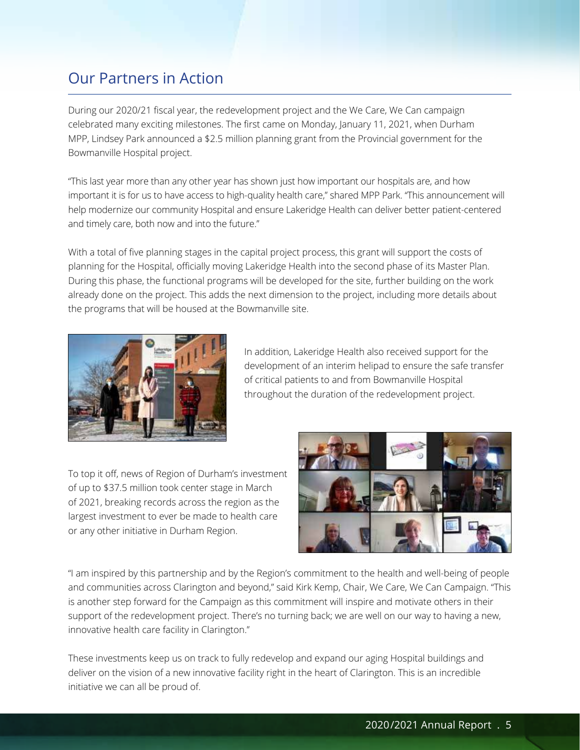## Our Partners in Action

During our 2020/21 fiscal year, the redevelopment project and the We Care, We Can campaign celebrated many exciting milestones. The first came on Monday, January 11, 2021, when Durham MPP, Lindsey Park announced a $2.5 million planning grant from the Provincial government for the Bowmanville Hospital project.

"This last year more than any other year has shown just how important our hospitals are, and how important it is for us to have access to high-quality health care," shared MPP Park. "This announcement will help modernize our community Hospital and ensure Lakeridge Health can deliver better patient-centered and timely care, both now and into the future."

With a total of five planning stages in the capital project process, this grant will support the costs of planning for the Hospital, officially moving Lakeridge Health into the second phase of its Master Plan. During this phase, the functional programs will be developed for the site, further building on the work already done on the project. This adds the next dimension to the project, including more details about the programs that will be housed at the Bowmanville site.

In addition, Lakeridge Health also received support for the development of an interim helipad to ensure the safe transfer of critical patients to and from Bowmanville Hospital throughout the duration of the redevelopment project.

To top it off, news of Region of Durham's investment of up to $37.5 million took center stage in March of 2021, breaking records across the region as the largest investment to ever be made to health care or any other initiative in Durham Region.

"I am inspired by this partnership and by the Region's commitment to the health and well-being of people and communities across Clarington and beyond," said Kirk Kemp, Chair, We Care, We Can Campaign. "This is another step forward for the Campaign as this commitment will inspire and motivate others in their support of the redevelopment project. There's no turning back; we are well on our way to having a new, innovative health care facility in Clarington."

These investments keep us on track to fully redevelop and expand our aging Hospital buildings and deliver on the vision of a new innovative facility right in the heart of Clarington. This is an incredible initiative we can all be proud of.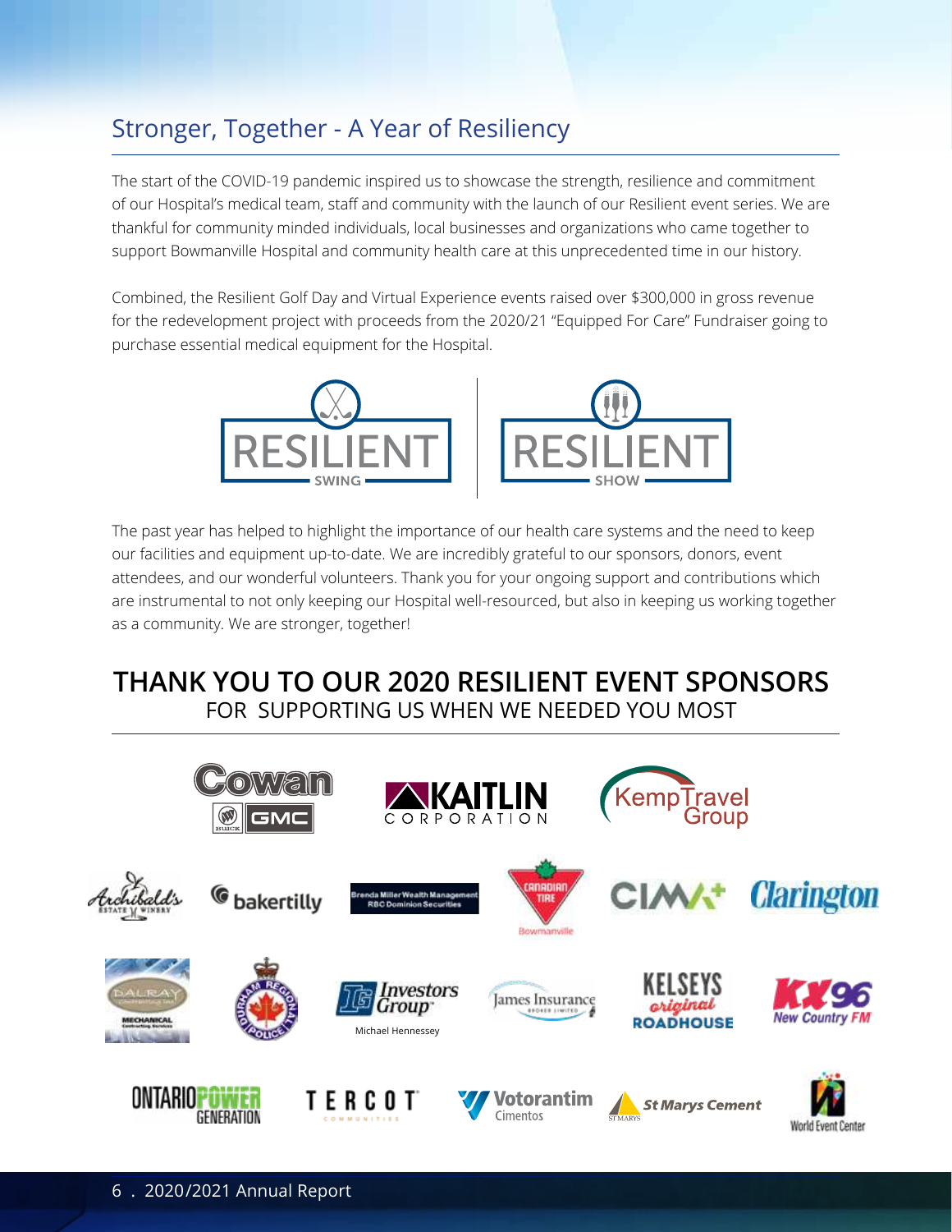## Stronger, Together - A Year of Resiliency

The start of the COVID-19 pandemic inspired us to showcase the strength, resilience and commitment of our Hospital's medical team, staff and community with the launch of our Resilient event series. We are thankful for community minded individuals, local businesses and organizations who came together to support Bowmanville Hospital and community health care at this unprecedented time in our history.

Combined, the Resilient Golf Day and Virtual Experience events raised over $300,000 in gross revenue for the redevelopment project with proceeds from the 2020/21 "Equipped For Care" Fundraiser going to purchase essential medical equipment for the Hospital.

RESILIENT SWING | RESILIENT SHOW

The past year has helped to highlight the importance of our health care systems and the need to keep our facilities and equipment up-to-date. We are incredibly grateful to our sponsors, donors, event attendees, and our wonderful volunteers. Thank you for your ongoing support and contributions which are instrumental to not only keeping our Hospital well-resourced, but also in keeping us working together as a community. We are stronger, together!

## THANK YOU TO OUR 2020 RESILIENT EVENT SPONSORS
### FOR SUPPORTING US WHEN WE NEEDED YOU MOST

Cowan Buick GMC
Kaitlin Corporation
Kemp Travel Group
Archibald's Estate Winery
bakertilly
Brenda Miller Wealth Management RBC Dominion Securities
Canadian Tire Bowmanville
CIMA+
Clarington
Dalray Mechanical Contracting Services
Durham Regional Police
Investors Group Michael Hennessey
James Insurance Broker Limited
Kelseys Original Roadhouse
KX96 New Country FM
Ontario Power Generation
Tercot Communities
Votorantim Cimentos
St Marys Cement
World Event Center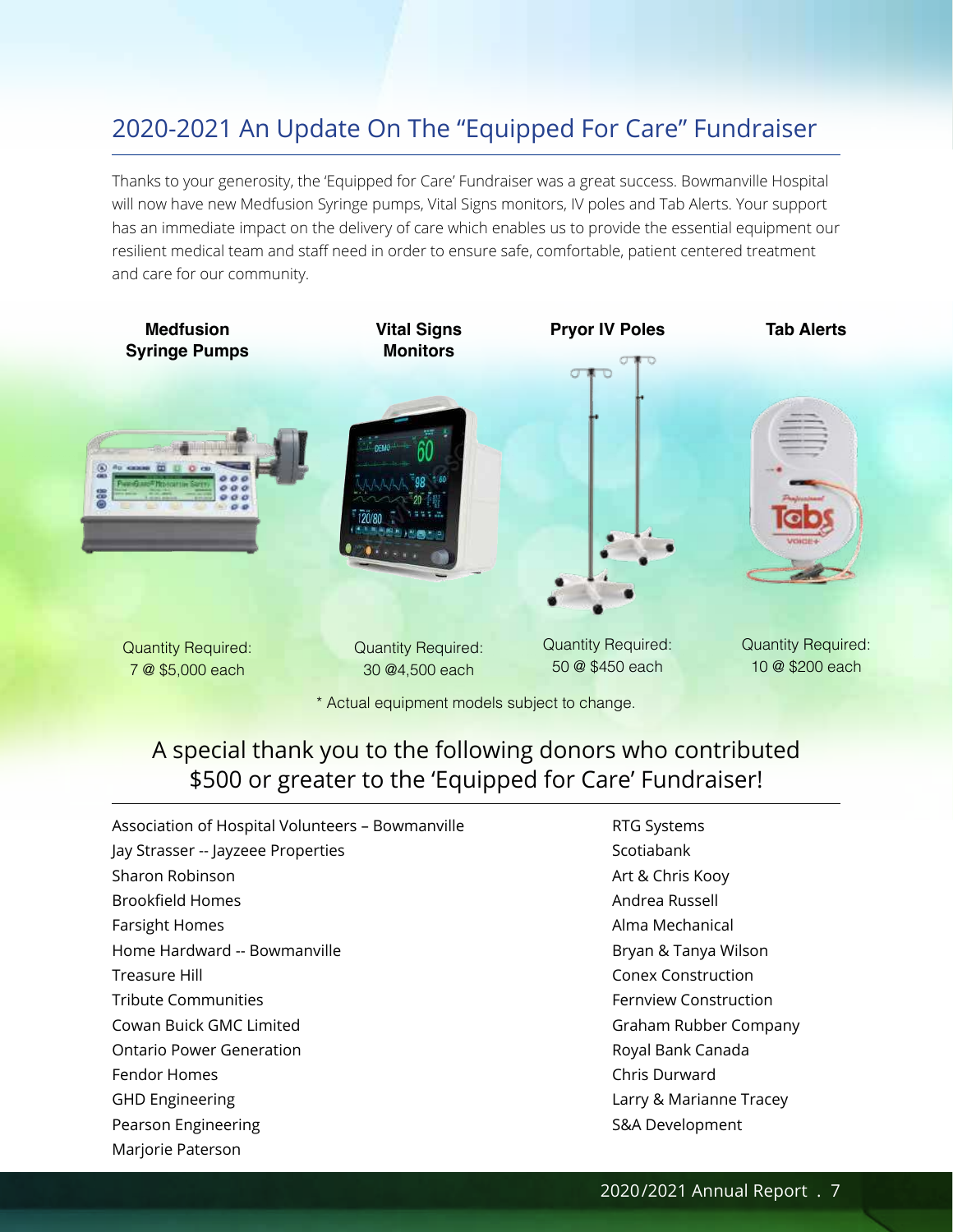## 2020-2021 An Update On The "Equipped For Care" Fundraiser

Thanks to your generosity, the 'Equipped for Care' Fundraiser was a great success. Bowmanville Hospital will now have new Medfusion Syringe pumps, Vital Signs monitors, IV poles and Tab Alerts. Your support has an immediate impact on the delivery of care which enables us to provide the essential equipment our resilient medical team and staff need in order to ensure safe, comfortable, patient centered treatment and care for our community.

| Medfusion Syringe Pumps | Vital Signs Monitors | Pryor IV Poles | Tab Alerts |
| --- | --- | --- | --- |
| Quantity Required: 7 @ $5,000 each | Quantity Required: 30 @4,500 each | Quantity Required: 50 @ $450 each | Quantity Required: 10 @ $200 each |

\* Actual equipment models subject to change.

### A special thank you to the following donors who contributed $500 or greater to the 'Equipped for Care' Fundraiser!

Association of Hospital Volunteers – Bowmanville
Jay Strasser -- Jayzee Properties
Sharon Robinson
Brookfield Homes
Farsight Homes
Home Hardward -- Bowmanville
Treasure Hill
Tribute Communities
Cowan Buick GMC Limited
Ontario Power Generation
Fendor Homes
GHD Engineering
Pearson Engineering
Marjorie Paterson
RTG Systems
Scotiabank
Art & Chris Kooy
Andrea Russell
Alma Mechanical
Bryan & Tanya Wilson
Conex Construction
Fernview Construction
Graham Rubber Company
Royal Bank Canada
Chris Durward
Larry & Marianne Tracey
S&A Development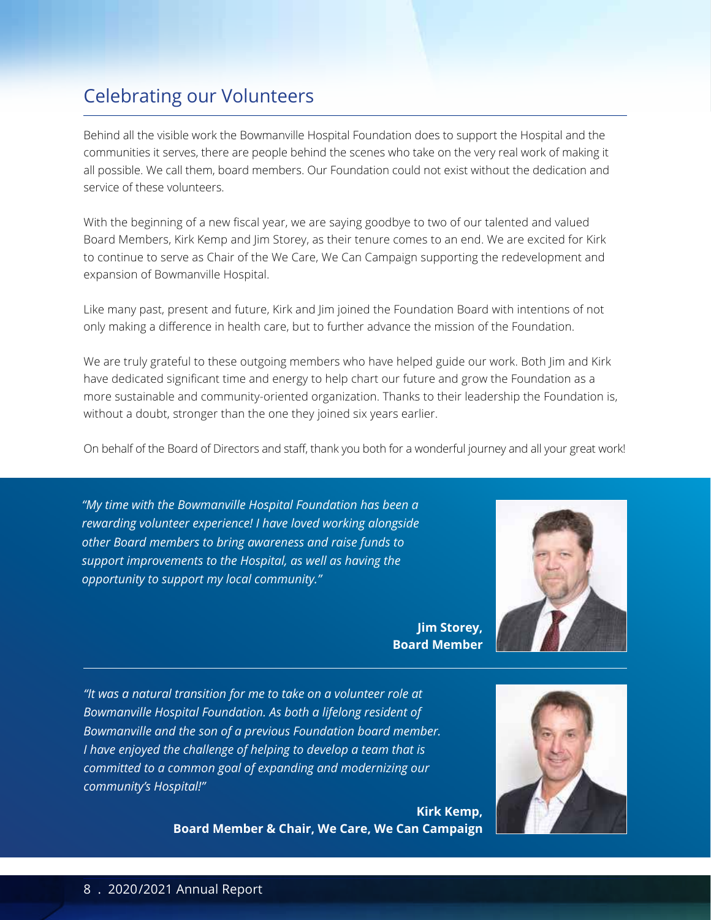## Celebrating our Volunteers

Behind all the visible work the Bowmanville Hospital Foundation does to support the Hospital and the communities it serves, there are people behind the scenes who take on the very real work of making it all possible. We call them, board members. Our Foundation could not exist without the dedication and service of these volunteers.

With the beginning of a new fiscal year, we are saying goodbye to two of our talented and valued Board Members, Kirk Kemp and Jim Storey, as their tenure comes to an end. We are excited for Kirk to continue to serve as Chair of the We Care, We Can Campaign supporting the redevelopment and expansion of Bowmanville Hospital.

Like many past, present and future, Kirk and Jim joined the Foundation Board with intentions of not only making a difference in health care, but to further advance the mission of the Foundation.

We are truly grateful to these outgoing members who have helped guide our work. Both Jim and Kirk have dedicated significant time and energy to help chart our future and grow the Foundation as a more sustainable and community-oriented organization. Thanks to their leadership the Foundation is, without a doubt, stronger than the one they joined six years earlier.

On behalf of the Board of Directors and staff, thank you both for a wonderful journey and all your great work!

*"My time with the Bowmanville Hospital Foundation has been a rewarding volunteer experience! I have loved working alongside other Board members to bring awareness and raise funds to support improvements to the Hospital, as well as having the opportunity to support my local community."*

**Jim Storey, Board Member**

---

*"It was a natural transition for me to take on a volunteer role at Bowmanville Hospital Foundation. As both a lifelong resident of Bowmanville and the son of a previous Foundation board member. I have enjoyed the challenge of helping to develop a team that is committed to a common goal of expanding and modernizing our community's Hospital!"*

**Kirk Kemp, Board Member & Chair, We Care, We Can Campaign**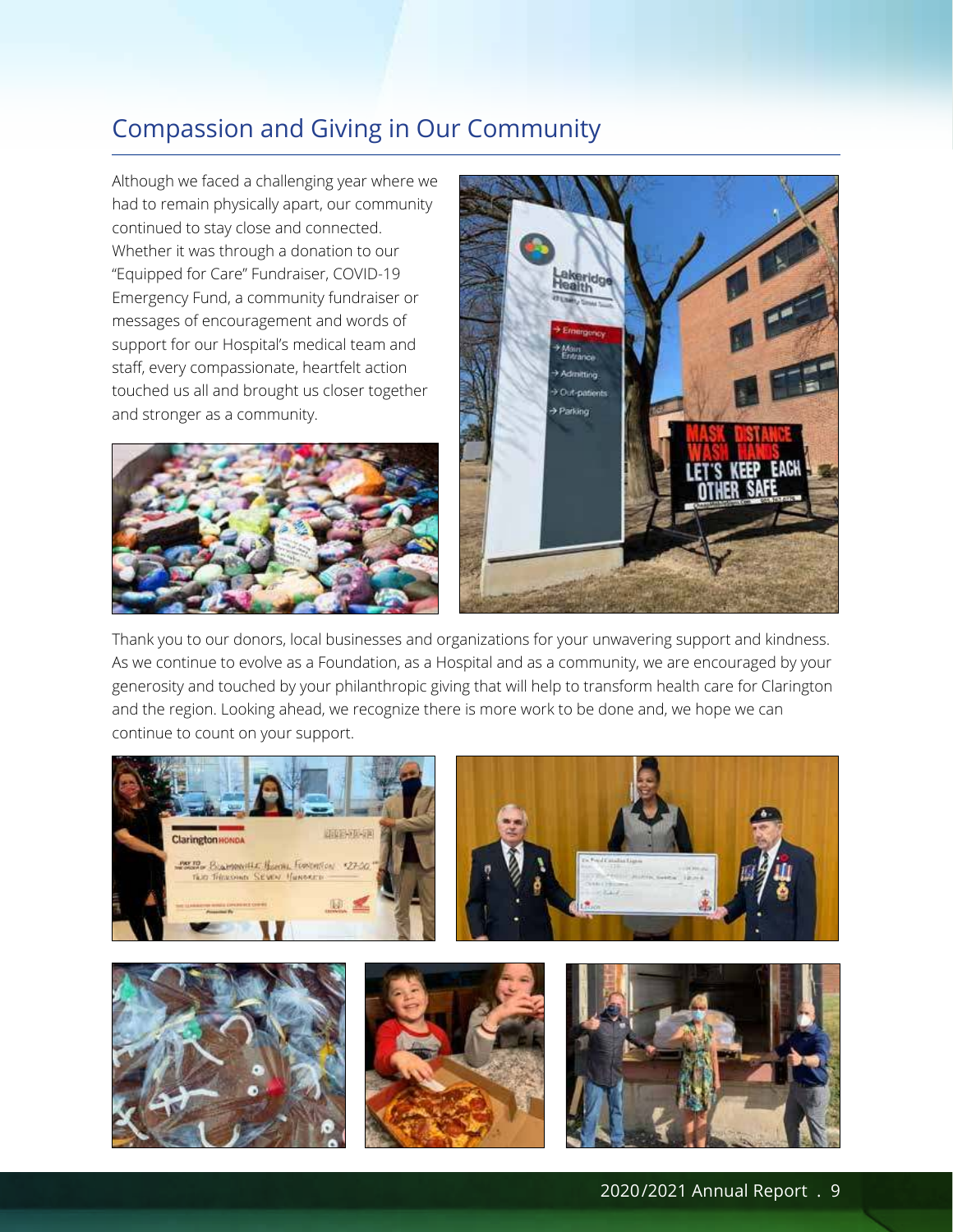## Compassion and Giving in Our Community

Although we faced a challenging year where we had to remain physically apart, our community continued to stay close and connected. Whether it was through a donation to our "Equipped for Care" Fundraiser, COVID-19 Emergency Fund, a community fundraiser or messages of encouragement and words of support for our Hospital's medical team and staff, every compassionate, heartfelt action touched us all and brought us closer together and stronger as a community.

Thank you to our donors, local businesses and organizations for your unwavering support and kindness. As we continue to evolve as a Foundation, as a Hospital and as a community, we are encouraged by your generosity and touched by your philanthropic giving that will help to transform health care for Clarington and the region. Looking ahead, we recognize there is more work to be done and, we hope we can continue to count on your support.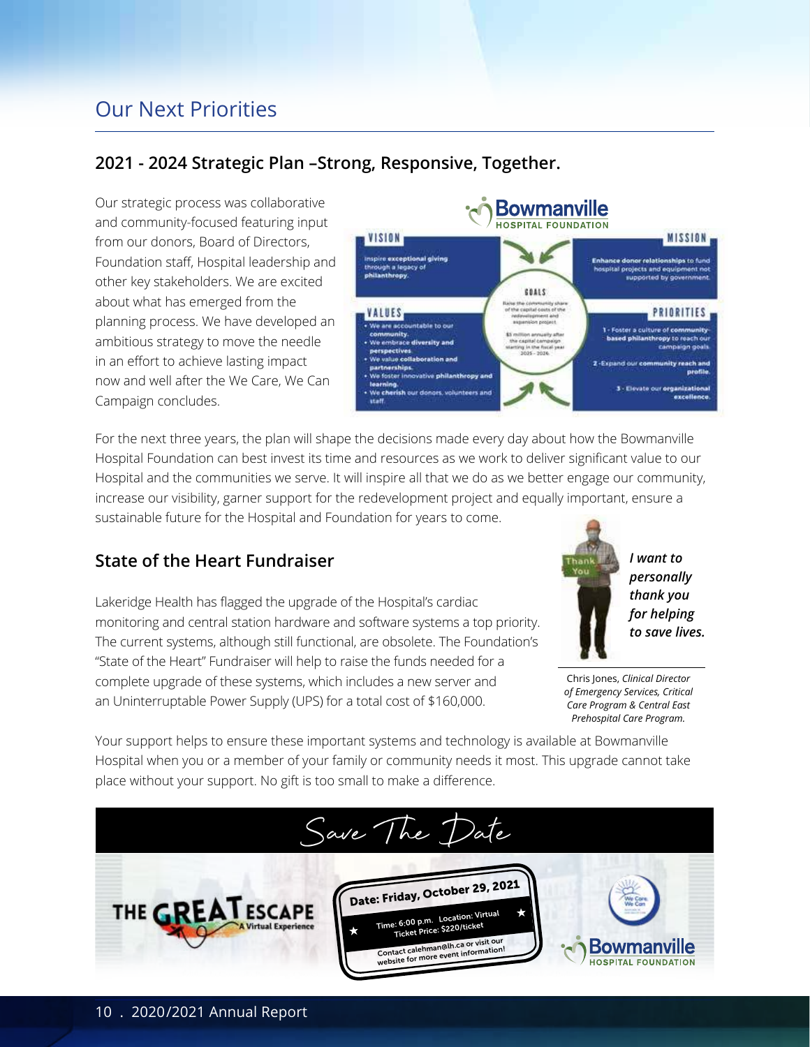## Our Next Priorities

### 2021 - 2024 Strategic Plan –Strong, Responsive, Together.

Our strategic process was collaborative and community-focused featuring input from our donors, Board of Directors, Foundation staff, Hospital leadership and other key stakeholders. We are excited about what has emerged from the planning process. We have developed an ambitious strategy to move the needle in an effort to achieve lasting impact now and well after the We Care, We Can Campaign concludes.

**Bowmanville HOSPITAL FOUNDATION**

**VISION**

Inspire **exceptional giving** through a legacy of **philanthropy**.

**MISSION**

**Enhance donor relationships** to fund hospital projects and equipment not supported by government.

**GOALS**

Raise the community share of the capital costs of the redevelopment and expansion project.

$5 million annually after the capital campaign starting in the fiscal year 2025 - 2026.

**VALUES**

- We are accountable to our **community.**
- We embrace **diversity and perspectives**.
- We value **collaboration and partnerships.**
- We foster innovative **philanthropy and learning.**
- We **cherish** our donors, volunteers and staff.

**PRIORITIES**

1 - Foster a culture of **community-based philanthropy** to reach our campaign goals.

2 - Expand our **community reach** and **profile.**

3 - Elevate our **organizational excellence.**

For the next three years, the plan will shape the decisions made every day about how the Bowmanville Hospital Foundation can best invest its time and resources as we work to deliver significant value to our Hospital and the communities we serve. It will inspire all that we do as we better engage our community, increase our visibility, garner support for the redevelopment project and equally important, ensure a sustainable future for the Hospital and Foundation for years to come.

### State of the Heart Fundraiser

Lakeridge Health has flagged the upgrade of the Hospital's cardiac monitoring and central station hardware and software systems a top priority. The current systems, although still functional, are obsolete. The Foundation's "State of the Heart" Fundraiser will help to raise the funds needed for a complete upgrade of these systems, which includes a new server and an Uninterruptable Power Supply (UPS) for a total cost of $160,000.

***I want to personally thank you for helping to save lives.***

Chris Jones, *Clinical Director of Emergency Services, Critical Care Program & Central East Prehospital Care Program.*

Your support helps to ensure these important systems and technology is available at Bowmanville Hospital when you or a member of your family or community needs it most. This upgrade cannot take place without your support. No gift is too small to make a difference.

## Save The Date

**THE GREAT ESCAPE** A Virtual Experience

**Date: Friday, October 29, 2021**

Time: 6:00 p.m. Location: Virtual
Ticket Price: $220/ticket

Contact calehman@lh.ca or visit our website for more event information!

We Care, We Can

Bowmanville HOSPITAL FOUNDATION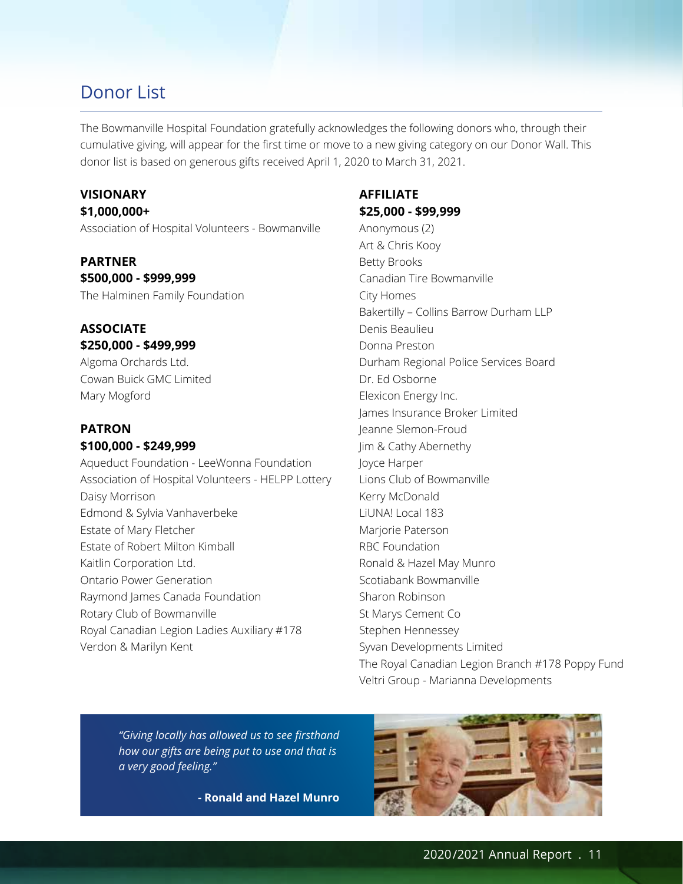# Donor List

The Bowmanville Hospital Foundation gratefully acknowledges the following donors who, through their cumulative giving, will appear for the first time or move to a new giving category on our Donor Wall. This donor list is based on generous gifts received April 1, 2020 to March 31, 2021.

**VISIONARY**
**$1,000,000+**

Association of Hospital Volunteers - Bowmanville

**PARTNER**
**$500,000 - $999,999**

The Halminen Family Foundation

**ASSOCIATE**
**$250,000 - $499,999**

Algoma Orchards Ltd.
Cowan Buick GMC Limited
Mary Mogford

**PATRON**
**$100,000 - $249,999**

Aqueduct Foundation - LeeWonna Foundation
Association of Hospital Volunteers - HELPP Lottery
Daisy Morrison
Edmond & Sylvia Vanhaverbeke
Estate of Mary Fletcher
Estate of Robert Milton Kimball
Kaitlin Corporation Ltd.
Ontario Power Generation
Raymond James Canada Foundation
Rotary Club of Bowmanville
Royal Canadian Legion Ladies Auxiliary #178
Verdon & Marilyn Kent

**AFFILIATE**
**$25,000 - $99,999**

Anonymous (2)
Art & Chris Kooy
Betty Brooks
Canadian Tire Bowmanville
City Homes
Bakertilly – Collins Barrow Durham LLP
Denis Beaulieu
Donna Preston
Durham Regional Police Services Board
Dr. Ed Osborne
Elexicon Energy Inc.
James Insurance Broker Limited
Jeanne Slemon-Froud
Jim & Cathy Abernethy
Joyce Harper
Lions Club of Bowmanville
Kerry McDonald
LiUNA! Local 183
Marjorie Paterson
RBC Foundation
Ronald & Hazel May Munro
Scotiabank Bowmanville
Sharon Robinson
St Marys Cement Co
Stephen Hennessey
Syvan Developments Limited
The Royal Canadian Legion Branch #178 Poppy Fund
Veltri Group - Marianna Developments

*"Giving locally has allowed us to see firsthand how our gifts are being put to use and that is a very good feeling."*

**- Ronald and Hazel Munro**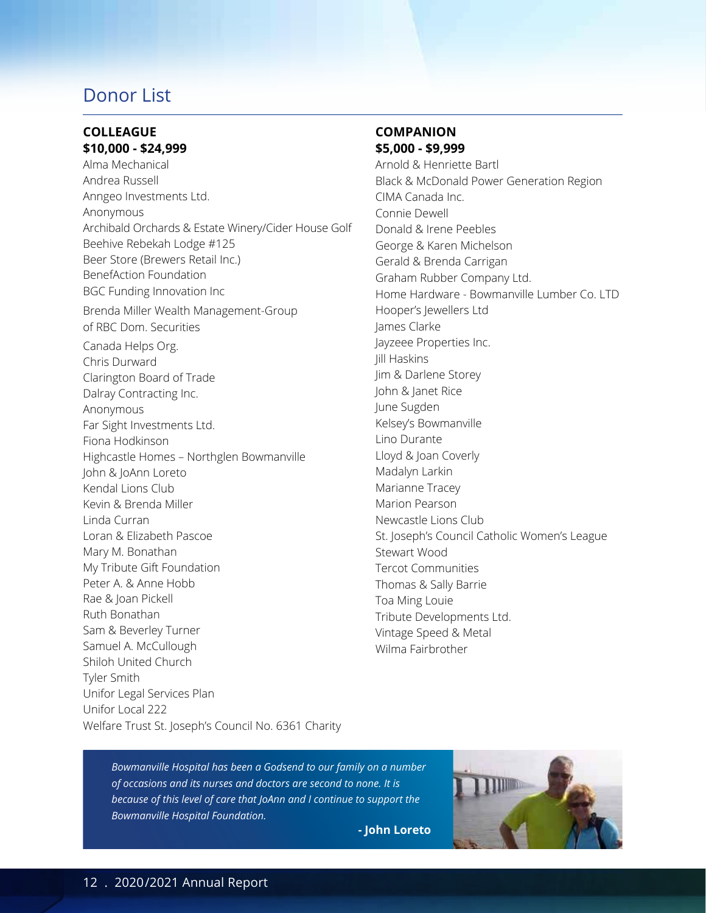# Donor List

**COLLEAGUE**
**$10,000 - $24,999**

Alma Mechanical
Andrea Russell
Anngeo Investments Ltd.
Anonymous
Archibald Orchards & Estate Winery/Cider House Golf
Beehive Rebekah Lodge #125
Beer Store (Brewers Retail Inc.)
BenefAction Foundation
BGC Funding Innovation Inc
Brenda Miller Wealth Management-Group of RBC Dom. Securities
Canada Helps Org.
Chris Durward
Clarington Board of Trade
Dalray Contracting Inc.
Anonymous
Far Sight Investments Ltd.
Fiona Hodkinson
Highcastle Homes – Northglen Bowmanville
John & JoAnn Loreto
Kendal Lions Club
Kevin & Brenda Miller
Linda Curran
Loran & Elizabeth Pascoe
Mary M. Bonathan
My Tribute Gift Foundation
Peter A. & Anne Hobb
Rae & Joan Pickell
Ruth Bonathan
Sam & Beverley Turner
Samuel A. McCullough
Shiloh United Church
Tyler Smith
Unifor Legal Services Plan
Unifor Local 222
Welfare Trust St. Joseph's Council No. 6361 Charity

**COMPANION**
**$5,000 - $9,999**

Arnold & Henriette Bartl
Black & McDonald Power Generation Region
CIMA Canada Inc.
Connie Dewell
Donald & Irene Peebles
George & Karen Michelson
Gerald & Brenda Carrigan
Graham Rubber Company Ltd.
Home Hardware - Bowmanville Lumber Co. LTD
Hooper's Jewellers Ltd
James Clarke
Jayzeee Properties Inc.
Jill Haskins
Jim & Darlene Storey
John & Janet Rice
June Sugden
Kelsey's Bowmanville
Lino Durante
Lloyd & Joan Coverly
Madalyn Larkin
Marianne Tracey
Marion Pearson
Newcastle Lions Club
St. Joseph's Council Catholic Women's League
Stewart Wood
Tercot Communities
Thomas & Sally Barrie
Toa Ming Louie
Tribute Developments Ltd.
Vintage Speed & Metal
Wilma Fairbrother

*Bowmanville Hospital has been a Godsend to our family on a number of occasions and its nurses and doctors are second to none. It is because of this level of care that JoAnn and I continue to support the Bowmanville Hospital Foundation.*

**- John Loreto**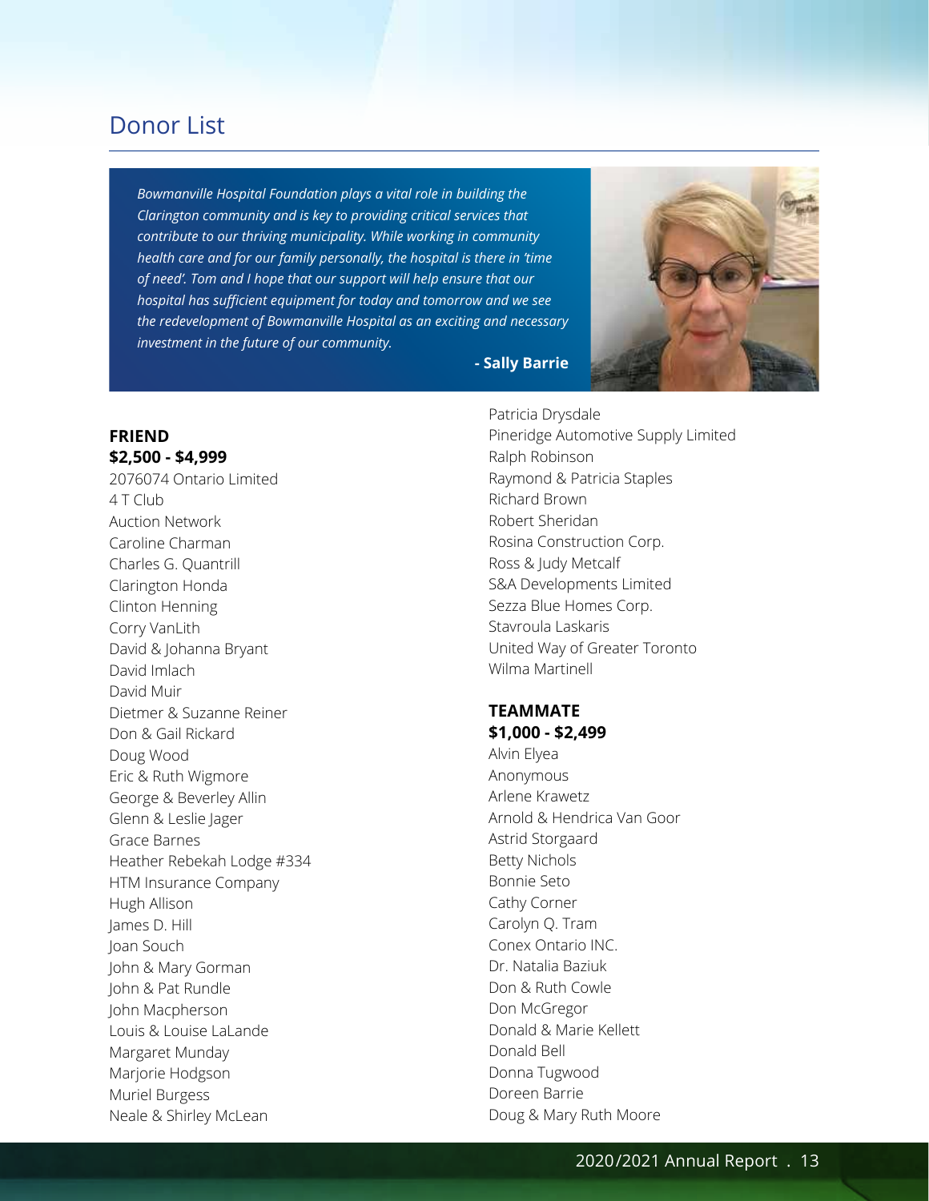# Donor List

*Bowmanville Hospital Foundation plays a vital role in building the Clarington community and is key to providing critical services that contribute to our thriving municipality. While working in community health care and for our family personally, the hospital is there in 'time of need'. Tom and I hope that our support will help ensure that our hospital has sufficient equipment for today and tomorrow and we see the redevelopment of Bowmanville Hospital as an exciting and necessary investment in the future of our community.*

**- Sally Barrie**

**FRIEND**
**$2,500 - $4,999**

2076074 Ontario Limited
4 T Club
Auction Network
Caroline Charman
Charles G. Quantrill
Clarington Honda
Clinton Henning
Corry VanLith
David & Johanna Bryant
David Imlach
David Muir
Dietmer & Suzanne Reiner
Don & Gail Rickard
Doug Wood
Eric & Ruth Wigmore
George & Beverley Allin
Glenn & Leslie Jager
Grace Barnes
Heather Rebekah Lodge #334
HTM Insurance Company
Hugh Allison
James D. Hill
Joan Souch
John & Mary Gorman
John & Pat Rundle
John Macpherson
Louis & Louise LaLande
Margaret Munday
Marjorie Hodgson
Muriel Burgess
Neale & Shirley McLean
Patricia Drysdale
Pineridge Automotive Supply Limited
Ralph Robinson
Raymond & Patricia Staples
Richard Brown
Robert Sheridan
Rosina Construction Corp.
Ross & Judy Metcalf
S&A Developments Limited
Sezza Blue Homes Corp.
Stavroula Laskaris
United Way of Greater Toronto
Wilma Martinell

**TEAMMATE**
**$1,000 - $2,499**

Alvin Elyea
Anonymous
Arlene Krawetz
Arnold & Hendrica Van Goor
Astrid Storgaard
Betty Nichols
Bonnie Seto
Cathy Corner
Carolyn Q. Tram
Conex Ontario INC.
Dr. Natalia Baziuk
Don & Ruth Cowle
Don McGregor
Donald & Marie Kellett
Donald Bell
Donna Tugwood
Doreen Barrie
Doug & Mary Ruth Moore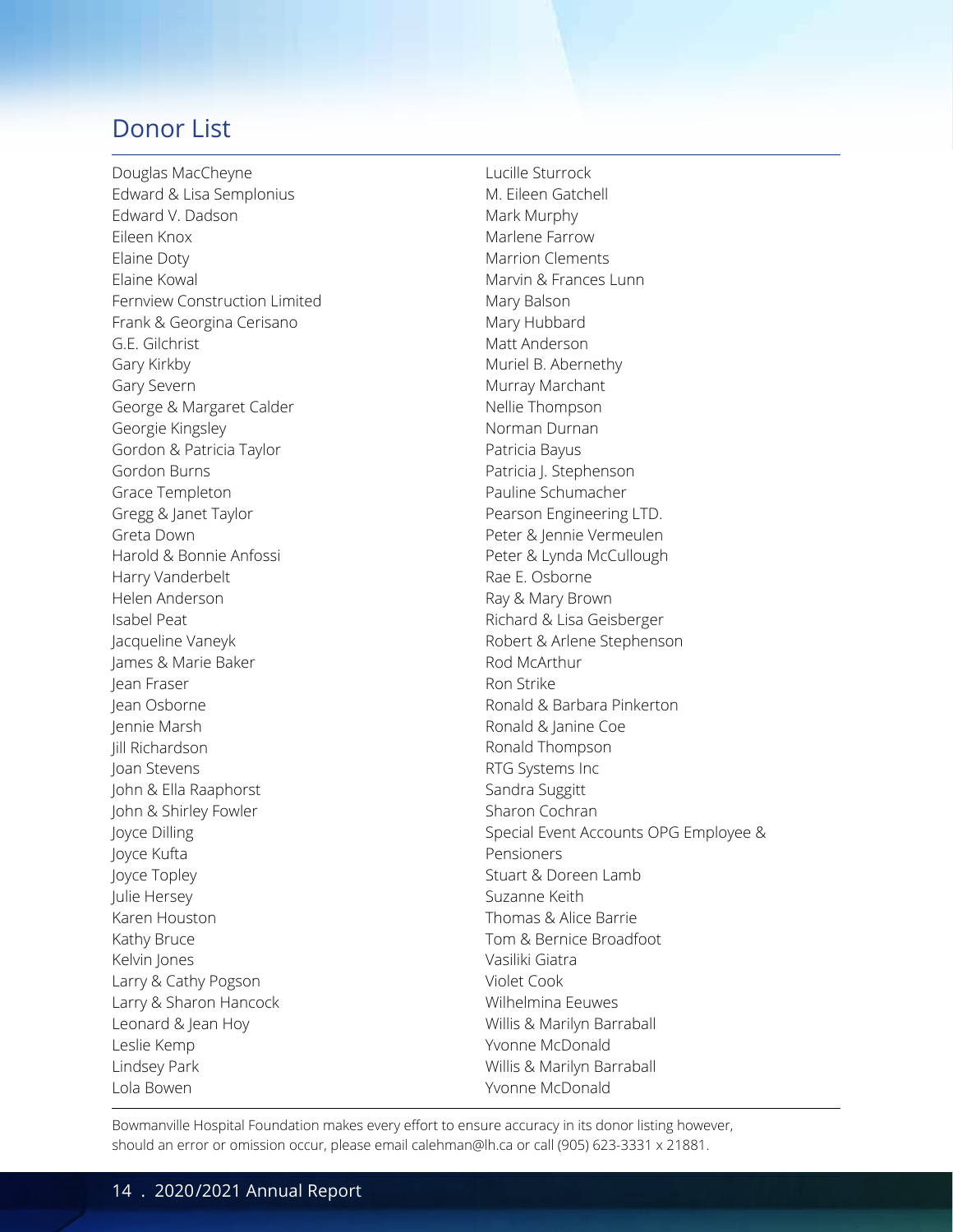## Donor List

Douglas MacCheyne
Edward & Lisa Semplonius
Edward V. Dadson
Eileen Knox
Elaine Doty
Elaine Kowal
Fernview Construction Limited
Frank & Georgina Cerisano
G.E. Gilchrist
Gary Kirkby
Gary Severn
George & Margaret Calder
Georgie Kingsley
Gordon & Patricia Taylor
Gordon Burns
Grace Templeton
Gregg & Janet Taylor
Greta Down
Harold & Bonnie Anfossi
Harry Vanderbelt
Helen Anderson
Isabel Peat
Jacqueline Vaneyk
James & Marie Baker
Jean Fraser
Jean Osborne
Jennie Marsh
Jill Richardson
Joan Stevens
John & Ella Raaphorst
John & Shirley Fowler
Joyce Dilling
Joyce Kufta
Joyce Topley
Julie Hersey
Karen Houston
Kathy Bruce
Kelvin Jones
Larry & Cathy Pogson
Larry & Sharon Hancock
Leonard & Jean Hoy
Leslie Kemp
Lindsey Park
Lola Bowen
Lucille Sturrock
M. Eileen Gatchell
Mark Murphy
Marlene Farrow
Marrion Clements
Marvin & Frances Lunn
Mary Balson
Mary Hubbard
Matt Anderson
Muriel B. Abernethy
Murray Marchant
Nellie Thompson
Norman Durnan
Patricia Bayus
Patricia J. Stephenson
Pauline Schumacher
Pearson Engineering LTD.
Peter & Jennie Vermeulen
Peter & Lynda McCullough
Rae E. Osborne
Ray & Mary Brown
Richard & Lisa Geisberger
Robert & Arlene Stephenson
Rod McArthur
Ron Strike
Ronald & Barbara Pinkerton
Ronald & Janine Coe
Ronald Thompson
RTG Systems Inc
Sandra Suggitt
Sharon Cochran
Special Event Accounts OPG Employee & Pensioners
Stuart & Doreen Lamb
Suzanne Keith
Thomas & Alice Barrie
Tom & Bernice Broadfoot
Vasiliki Giatra
Violet Cook
Wilhelmina Eeuwes
Willis & Marilyn Barraball
Yvonne McDonald
Willis & Marilyn Barraball
Yvonne McDonald

Bowmanville Hospital Foundation makes every effort to ensure accuracy in its donor listing however, should an error or omission occur, please email calehman@lh.ca or call (905) 623-3331 x 21881.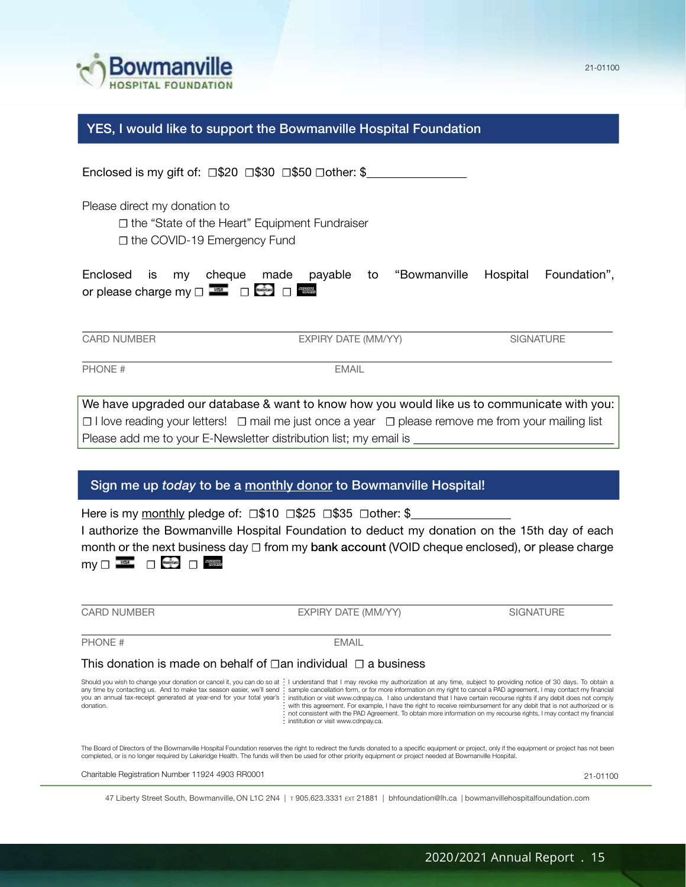Bowmanville HOSPITAL FOUNDATION

## YES, I would like to support the Bowmanville Hospital Foundation

Enclosed is my gift of: ☐$20 ☐$30 ☐$50 ☐other: $_______________

Please direct my donation to

☐ the "State of the Heart" Equipment Fundraiser

☐ the COVID-19 Emergency Fund

Enclosed is my cheque made payable to "Bowmanville Hospital Foundation", or please charge my ☐ VISA ☐ MasterCard ☐ American Express

CARD NUMBER | EXPIRY DATE (MM/YY) | SIGNATURE

PHONE # | EMAIL

We have upgraded our database & want to know how you would like us to communicate with you:
☐ I love reading your letters! ☐ mail me just once a year ☐ please remove me from your mailing list
Please add me to your E-Newsletter distribution list; my email is _______________________________

## Sign me up *today* to be a monthly donor to Bowmanville Hospital!

Here is my monthly pledge of: ☐$10 ☐$25 ☐$35 ☐other: $_______________

I authorize the Bowmanville Hospital Foundation to deduct my donation on the 15th day of each month or the next business day ☐ from my **bank account** (VOID cheque enclosed), or please charge my ☐ VISA ☐ MasterCard ☐ American Express

CARD NUMBER | EXPIRY DATE (MM/YY) | SIGNATURE

PHONE # | EMAIL

This donation is made on behalf of ☐an individual ☐ a business

Should you wish to change your donation or cancel it, you can do so at any time by contacting us. And to make tax season easier, we'll send you an annual tax-receipt generated at year-end for your total year's donation.

I understand that I may revoke my authorization at any time, subject to providing notice of 30 days. To obtain a sample cancellation form, or for more information on my right to cancel a PAD agreement, I may contact my financial institution or visit www.cdnpay.ca. I also understand that I have certain recourse rights if any debit does not comply with this agreement. For example, I have the right to receive reimbursement for any debit that is not authorized or is not consistent with the PAD Agreement. To obtain more information on my recourse rights, I may contact my financial institution or visit www.cdnpay.ca.

The Board of Directors of the Bowmanville Hospital Foundation reserves the right to redirect the funds donated to a specific equipment or project, only if the equipment or project has not been completed, or is no longer required by Lakeridge Health. The funds will then be used for other priority equipment or project needed at Bowmanville Hospital.

Charitable Registration Number 11924 4903 RR0001

21-01100

47 Liberty Street South, Bowmanville, ON L1C 2N4 | T 905.623.3331 EXT 21881 | bhfoundation@lh.ca | bowmanvillehospitalfoundation.com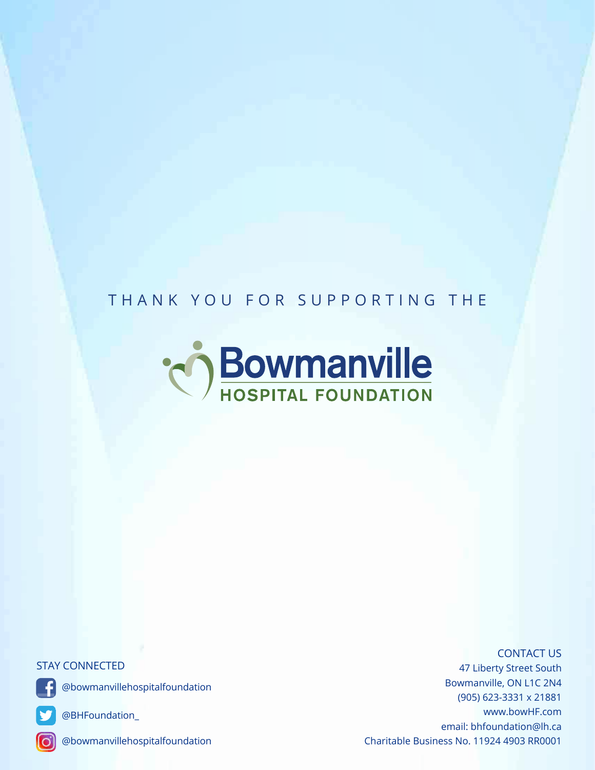THANK YOU FOR SUPPORTING THE

# Bowmanville HOSPITAL FOUNDATION

STAY CONNECTED

@bowmanvillehospitalfoundation

@BHFoundation_

@bowmanvillehospitalfoundation

CONTACT US
47 Liberty Street South
Bowmanville, ON L1C 2N4
(905) 623-3331 x 21881
www.bowHF.com
email: bhfoundation@lh.ca
Charitable Business No. 11924 4903 RR0001